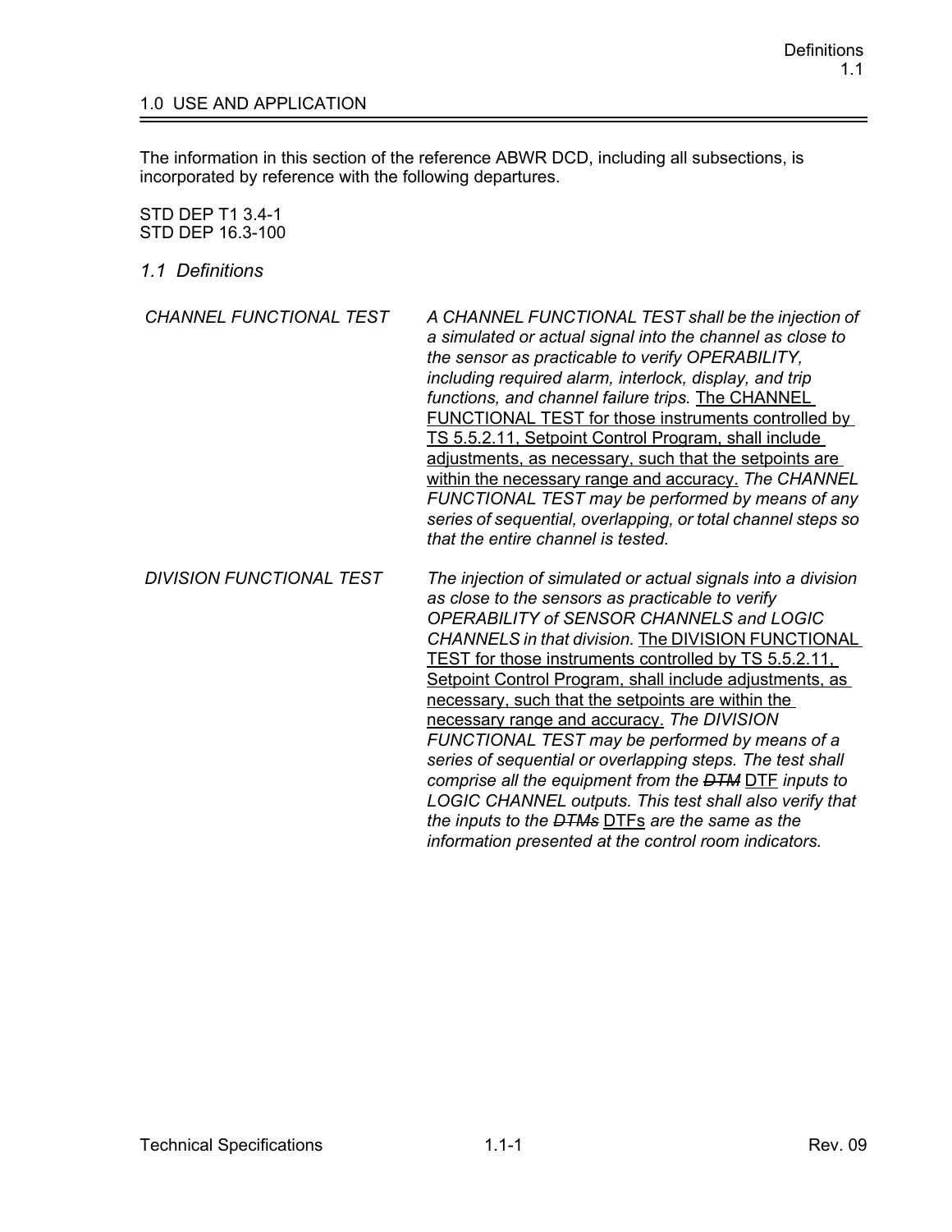## 1.0 USE AND APPLICATION

The information in this section of the reference ABWR DCD, including all subsections, is incorporated by reference with the following departures.

STD DEP T1 3.4-1
STD DEP 16.3-100

### *1.1 Definitions*

| | |
|---|---|
| *CHANNEL FUNCTIONAL TEST* | *A CHANNEL FUNCTIONAL TEST shall be the injection of a simulated or actual signal into the channel as close to the sensor as practicable to verify OPERABILITY, including required alarm, interlock, display, and trip functions, and channel failure trips.* <u>The CHANNEL FUNCTIONAL TEST for those instruments controlled by TS 5.5.2.11, Setpoint Control Program, shall include adjustments, as necessary, such that the setpoints are within the necessary range and accuracy.</u> *The CHANNEL FUNCTIONAL TEST may be performed by means of any series of sequential, overlapping, or total channel steps so that the entire channel is tested.* |
| *DIVISION FUNCTIONAL TEST* | *The injection of simulated or actual signals into a division as close to the sensors as practicable to verify OPERABILITY of SENSOR CHANNELS and LOGIC CHANNELS in that division.* <u>The DIVISION FUNCTIONAL TEST for those instruments controlled by TS 5.5.2.11, Setpoint Control Program, shall include adjustments, as necessary, such that the setpoints are within the necessary range and accuracy.</u> *The DIVISION FUNCTIONAL TEST may be performed by means of a series of sequential or overlapping steps. The test shall comprise all the equipment from the ~~DTM~~* <u>DTF</u> *inputs to LOGIC CHANNEL outputs. This test shall also verify that the inputs to the ~~DTMs~~* <u>DTFs</u> *are the same as the information presented at the control room indicators.* |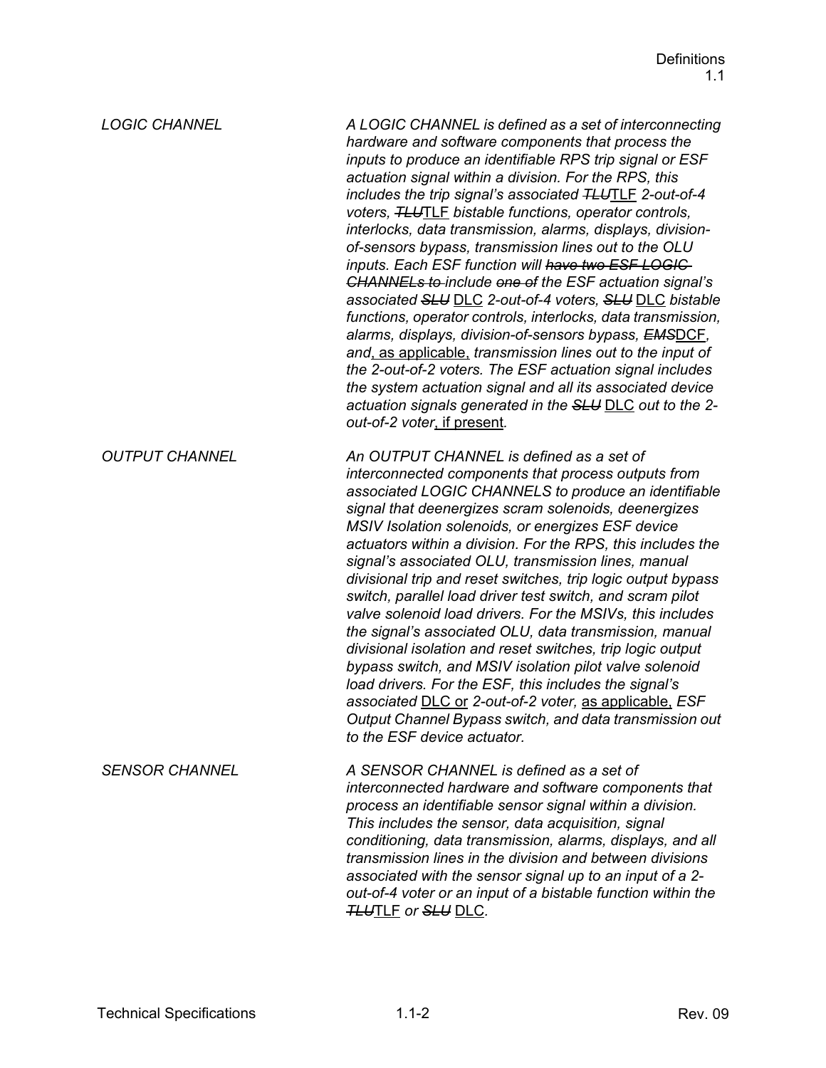*LOGIC CHANNEL*

*A LOGIC CHANNEL is defined as a set of interconnecting hardware and software components that process the inputs to produce an identifiable RPS trip signal or ESF actuation signal within a division. For the RPS, this includes the trip signal's associated ~~TLU~~*TLF *2-out-of-4 voters, ~~TLU~~*TLF *bistable functions, operator controls, interlocks, data transmission, alarms, displays, division-of-sensors bypass, transmission lines out to the OLU inputs. Each ESF function will ~~have two ESF LOGIC CHANNELs to~~ include ~~one of~~ the ESF actuation signal's associated ~~SLU~~* DLC *2-out-of-4 voters, ~~SLU~~* DLC *bistable functions, operator controls, interlocks, data transmission, alarms, displays, division-of-sensors bypass, ~~EMS~~*DCF*, and*, as applicable, *transmission lines out to the input of the 2-out-of-2 voters. The ESF actuation signal includes the system actuation signal and all its associated device actuation signals generated in the ~~SLU~~* DLC *out to the 2-out-of-2 voter*, if present*.*

*OUTPUT CHANNEL*

*An OUTPUT CHANNEL is defined as a set of interconnected components that process outputs from associated LOGIC CHANNELS to produce an identifiable signal that deenergizes scram solenoids, deenergizes MSIV Isolation solenoids, or energizes ESF device actuators within a division. For the RPS, this includes the signal's associated OLU, transmission lines, manual divisional trip and reset switches, trip logic output bypass switch, parallel load driver test switch, and scram pilot valve solenoid load drivers. For the MSIVs, this includes the signal's associated OLU, data transmission, manual divisional isolation and reset switches, trip logic output bypass switch, and MSIV isolation pilot valve solenoid load drivers. For the ESF, this includes the signal's associated* DLC or *2-out-of-2 voter,* as applicable, *ESF Output Channel Bypass switch, and data transmission out to the ESF device actuator.*

*SENSOR CHANNEL*

*A SENSOR CHANNEL is defined as a set of interconnected hardware and software components that process an identifiable sensor signal within a division. This includes the sensor, data acquisition, signal conditioning, data transmission, alarms, displays, and all transmission lines in the division and between divisions associated with the sensor signal up to an input of a 2-out-of-4 voter or an input of a bistable function within the ~~TLU~~*TLF *or ~~SLU~~* DLC*.*